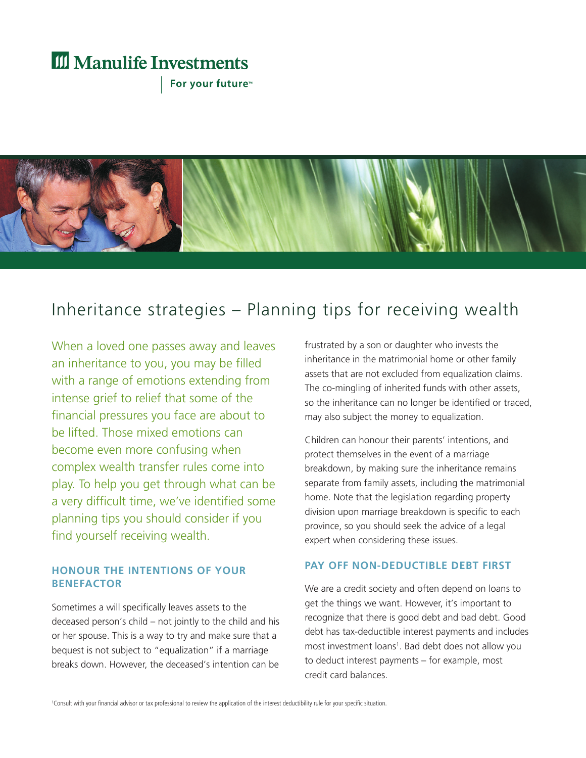Manulife Investments

For your future™

# Inheritance strategies – Planning tips for receiving wealth

When a loved one passes away and leaves an inheritance to you, you may be filled with a range of emotions extending from intense grief to relief that some of the financial pressures you face are about to be lifted. Those mixed emotions can become even more confusing when complex wealth transfer rules come into play. To help you get through what can be a very difficult time, we've identified some planning tips you should consider if you find yourself receiving wealth.

## HONOUR THE INTENTIONS OF YOUR BENEFACTOR

Sometimes a will specifically leaves assets to the deceased person's child – not jointly to the child and his or her spouse. This is a way to try and make sure that a bequest is not subject to "equalization" if a marriage breaks down. However, the deceased's intention can be frustrated by a son or daughter who invests the inheritance in the matrimonial home or other family assets that are not excluded from equalization claims. The co-mingling of inherited funds with other assets, so the inheritance can no longer be identified or traced, may also subject the money to equalization.

Children can honour their parents' intentions, and protect themselves in the event of a marriage breakdown, by making sure the inheritance remains separate from family assets, including the matrimonial home. Note that the legislation regarding property division upon marriage breakdown is specific to each province, so you should seek the advice of a legal expert when considering these issues.

## PAY OFF NON-DEDUCTIBLE DEBT FIRST

We are a credit society and often depend on loans to get the things we want. However, it's important to recognize that there is good debt and bad debt. Good debt has tax-deductible interest payments and includes most investment loans[1]. Bad debt does not allow you to deduct interest payments – for example, most credit card balances.

[1]Consult with your financial advisor or tax professional to review the application of the interest deductibility rule for your specific situation.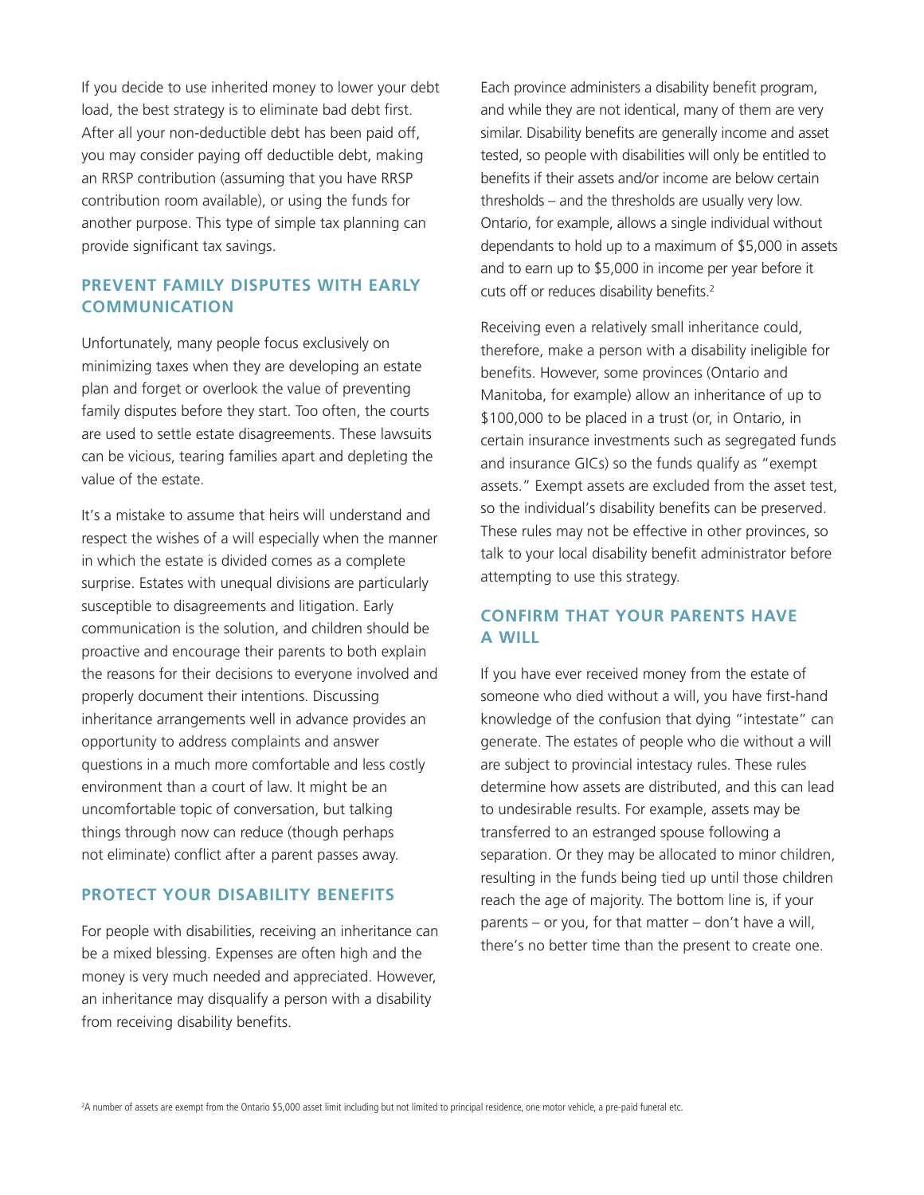If you decide to use inherited money to lower your debt load, the best strategy is to eliminate bad debt first. After all your non-deductible debt has been paid off, you may consider paying off deductible debt, making an RRSP contribution (assuming that you have RRSP contribution room available), or using the funds for another purpose. This type of simple tax planning can provide significant tax savings.

## PREVENT FAMILY DISPUTES WITH EARLY COMMUNICATION

Unfortunately, many people focus exclusively on minimizing taxes when they are developing an estate plan and forget or overlook the value of preventing family disputes before they start. Too often, the courts are used to settle estate disagreements. These lawsuits can be vicious, tearing families apart and depleting the value of the estate.

It's a mistake to assume that heirs will understand and respect the wishes of a will especially when the manner in which the estate is divided comes as a complete surprise. Estates with unequal divisions are particularly susceptible to disagreements and litigation. Early communication is the solution, and children should be proactive and encourage their parents to both explain the reasons for their decisions to everyone involved and properly document their intentions. Discussing inheritance arrangements well in advance provides an opportunity to address complaints and answer questions in a much more comfortable and less costly environment than a court of law. It might be an uncomfortable topic of conversation, but talking things through now can reduce (though perhaps not eliminate) conflict after a parent passes away.

## PROTECT YOUR DISABILITY BENEFITS

For people with disabilities, receiving an inheritance can be a mixed blessing. Expenses are often high and the money is very much needed and appreciated. However, an inheritance may disqualify a person with a disability from receiving disability benefits.

Each province administers a disability benefit program, and while they are not identical, many of them are very similar. Disability benefits are generally income and asset tested, so people with disabilities will only be entitled to benefits if their assets and/or income are below certain thresholds – and the thresholds are usually very low. Ontario, for example, allows a single individual without dependants to hold up to a maximum of $5,000 in assets and to earn up to $5,000 in income per year before it cuts off or reduces disability benefits.[2]

Receiving even a relatively small inheritance could, therefore, make a person with a disability ineligible for benefits. However, some provinces (Ontario and Manitoba, for example) allow an inheritance of up to $100,000 to be placed in a trust (or, in Ontario, in certain insurance investments such as segregated funds and insurance GICs) so the funds qualify as "exempt assets." Exempt assets are excluded from the asset test, so the individual's disability benefits can be preserved. These rules may not be effective in other provinces, so talk to your local disability benefit administrator before attempting to use this strategy.

## CONFIRM THAT YOUR PARENTS HAVE A WILL

If you have ever received money from the estate of someone who died without a will, you have first-hand knowledge of the confusion that dying "intestate" can generate. The estates of people who die without a will are subject to provincial intestacy rules. These rules determine how assets are distributed, and this can lead to undesirable results. For example, assets may be transferred to an estranged spouse following a separation. Or they may be allocated to minor children, resulting in the funds being tied up until those children reach the age of majority. The bottom line is, if your parents – or you, for that matter – don't have a will, there's no better time than the present to create one.

[2] A number of assets are exempt from the Ontario $5,000 asset limit including but not limited to principal residence, one motor vehicle, a pre-paid funeral etc.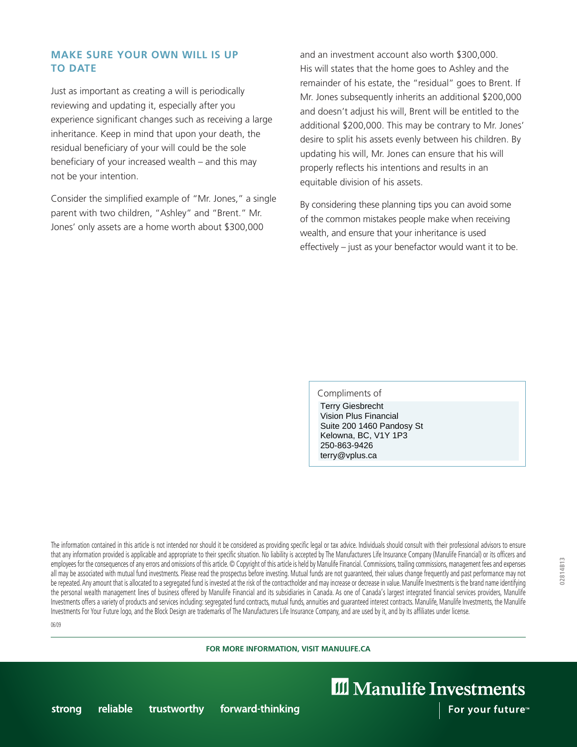## MAKE SURE YOUR OWN WILL IS UP TO DATE

Just as important as creating a will is periodically reviewing and updating it, especially after you experience significant changes such as receiving a large inheritance. Keep in mind that upon your death, the residual beneficiary of your will could be the sole beneficiary of your increased wealth – and this may not be your intention.

Consider the simplified example of "Mr. Jones," a single parent with two children, "Ashley" and "Brent." Mr. Jones' only assets are a home worth about $300,000 and an investment account also worth $300,000. His will states that the home goes to Ashley and the remainder of his estate, the "residual" goes to Brent. If Mr. Jones subsequently inherits an additional $200,000 and doesn't adjust his will, Brent will be entitled to the additional $200,000. This may be contrary to Mr. Jones' desire to split his assets evenly between his children. By updating his will, Mr. Jones can ensure that his will properly reflects his intentions and results in an equitable division of his assets.

By considering these planning tips you can avoid some of the common mistakes people make when receiving wealth, and ensure that your inheritance is used effectively – just as your benefactor would want it to be.

Compliments of

Terry Giesbrecht
Vision Plus Financial
Suite 200 1460 Pandosy St
Kelowna, BC, V1Y 1P3
250-863-9426
terry@vplus.ca

The information contained in this article is not intended nor should it be considered as providing specific legal or tax advice. Individuals should consult with their professional advisors to ensure that any information provided is applicable and appropriate to their specific situation. No liability is accepted by The Manufacturers Life Insurance Company (Manulife Financial) or its officers and employees for the consequences of any errors and omissions of this article. © Copyright of this article is held by Manulife Financial. Commissions, trailing commissions, management fees and expenses all may be associated with mutual fund investments. Please read the prospectus before investing. Mutual funds are not guaranteed, their values change frequently and past performance may not be repeated. Any amount that is allocated to a segregated fund is invested at the risk of the contractholder and may increase or decrease in value. Manulife Investments is the brand name identifying the personal wealth management lines of business offered by Manulife Financial and its subsidiaries in Canada. As one of Canada's largest integrated financial services providers, Manulife Investments offers a variety of products and services including: segregated fund contracts, mutual funds, annuities and guaranteed interest contracts. Manulife, Manulife Investments, the Manulife Investments For Your Future logo, and the Block Design are trademarks of The Manufacturers Life Insurance Company, and are used by it, and by its affiliates under license.

06/09

02814B13

**FOR MORE INFORMATION, VISIT MANULIFE.CA**

strong reliable trustworthy forward-thinking

Manulife Investments

For your future™